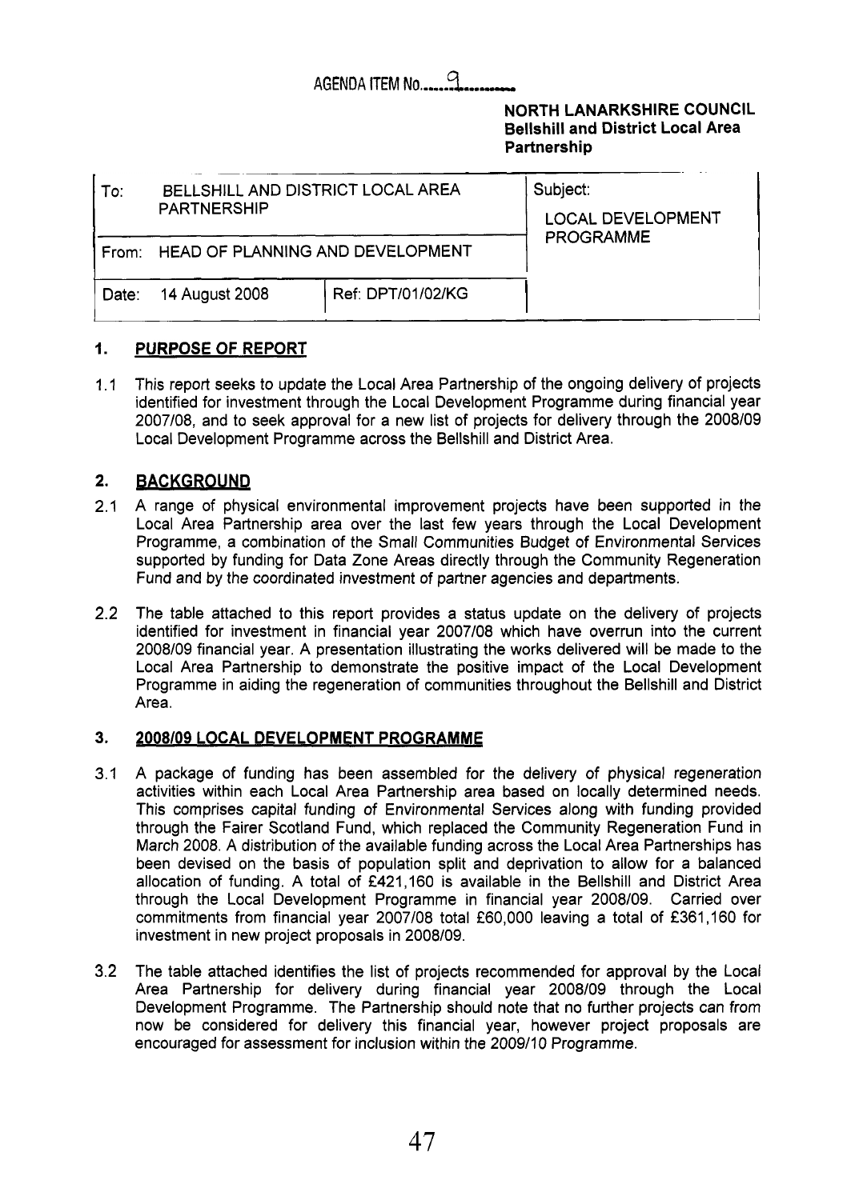AGENDA ITEM No. 9

**NORTH LANARKSHIRE COUNCIL**
**Bellshill and District Local Area Partnership**

| To: BELLSHILL AND DISTRICT LOCAL AREA PARTNERSHIP | | Subject: LOCAL DEVELOPMENT PROGRAMME |
|---|---|---|
| From: HEAD OF PLANNING AND DEVELOPMENT | | |
| Date: 14 August 2008 | Ref: DPT/01/02/KG | |

## 1. PURPOSE OF REPORT

1.1 This report seeks to update the Local Area Partnership of the ongoing delivery of projects identified for investment through the Local Development Programme during financial year 2007/08, and to seek approval for a new list of projects for delivery through the 2008/09 Local Development Programme across the Bellshill and District Area.

## 2. BACKGROUND

2.1 A range of physical environmental improvement projects have been supported in the Local Area Partnership area over the last few years through the Local Development Programme, a combination of the Small Communities Budget of Environmental Services supported by funding for Data Zone Areas directly through the Community Regeneration Fund and by the coordinated investment of partner agencies and departments.

2.2 The table attached to this report provides a status update on the delivery of projects identified for investment in financial year 2007/08 which have overrun into the current 2008/09 financial year. A presentation illustrating the works delivered will be made to the Local Area Partnership to demonstrate the positive impact of the Local Development Programme in aiding the regeneration of communities throughout the Bellshill and District Area.

## 3. 2008/09 LOCAL DEVELOPMENT PROGRAMME

3.1 A package of funding has been assembled for the delivery of physical regeneration activities within each Local Area Partnership area based on locally determined needs. This comprises capital funding of Environmental Services along with funding provided through the Fairer Scotland Fund, which replaced the Community Regeneration Fund in March 2008. A distribution of the available funding across the Local Area Partnerships has been devised on the basis of population split and deprivation to allow for a balanced allocation of funding. A total of £421,160 is available in the Bellshill and District Area through the Local Development Programme in financial year 2008/09. Carried over commitments from financial year 2007/08 total £60,000 leaving a total of £361,160 for investment in new project proposals in 2008/09.

3.2 The table attached identifies the list of projects recommended for approval by the Local Area Partnership for delivery during financial year 2008/09 through the Local Development Programme. The Partnership should note that no further projects can from now be considered for delivery this financial year, however project proposals are encouraged for assessment for inclusion within the 2009/10 Programme.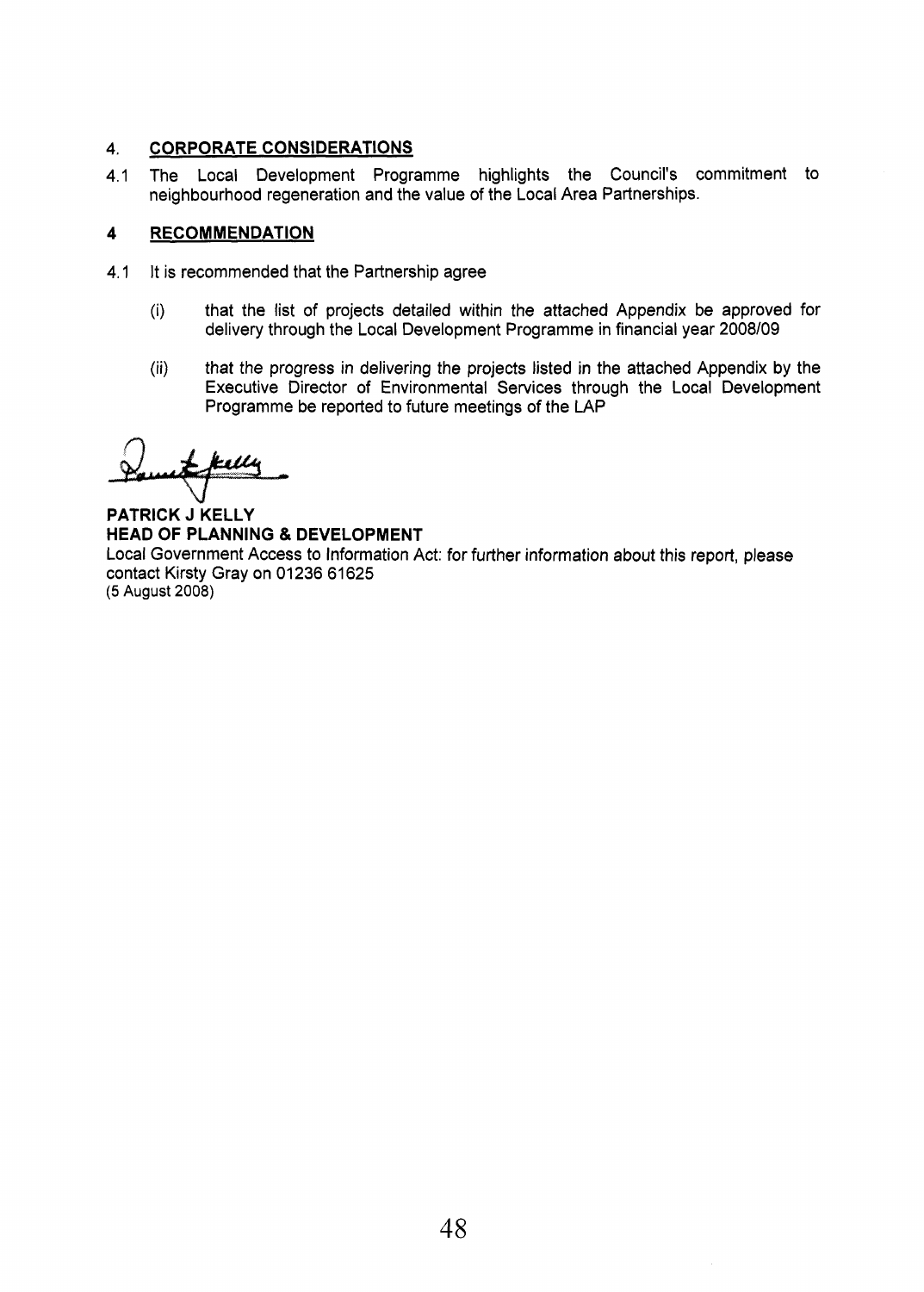## 4. CORPORATE CONSIDERATIONS

4.1 The Local Development Programme highlights the Council's commitment to neighbourhood regeneration and the value of the Local Area Partnerships.

## 4 RECOMMENDATION

4.1 It is recommended that the Partnership agree

(i) that the list of projects detailed within the attached Appendix be approved for delivery through the Local Development Programme in financial year 2008/09

(ii) that the progress in delivering the projects listed in the attached Appendix by the Executive Director of Environmental Services through the Local Development Programme be reported to future meetings of the LAP

**PATRICK J KELLY**
**HEAD OF PLANNING & DEVELOPMENT**

Local Government Access to Information Act: for further information about this report, please contact Kirsty Gray on 01236 61625
(5 August 2008)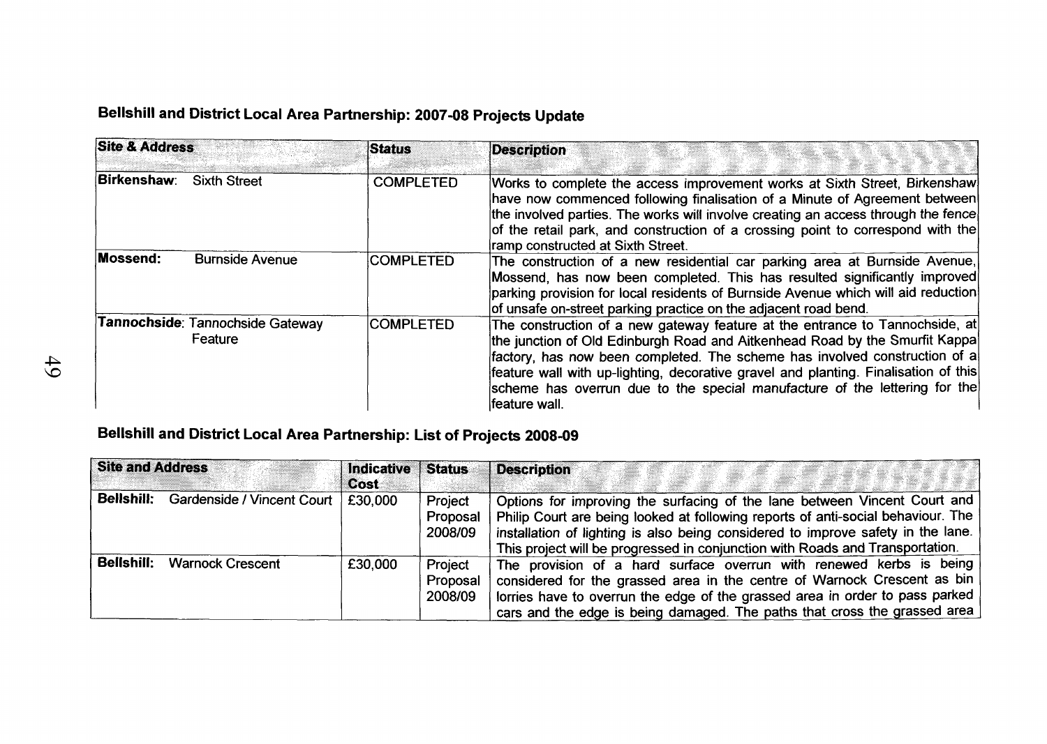## Bellshill and District Local Area Partnership: 2007-08 Projects Update

| Site & Address | Status | Description |
|---|---|---|
| **Birkenshaw**: Sixth Street | COMPLETED | Works to complete the access improvement works at Sixth Street, Birkenshaw have now commenced following finalisation of a Minute of Agreement between the involved parties. The works will involve creating an access through the fence of the retail park, and construction of a crossing point to correspond with the ramp constructed at Sixth Street. |
| **Mossend:** Burnside Avenue | COMPLETED | The construction of a new residential car parking area at Burnside Avenue, Mossend, has now been completed. This has resulted significantly improved parking provision for local residents of Burnside Avenue which will aid reduction of unsafe on-street parking practice on the adjacent road bend. |
| **Tannochside**: Tannochside Gateway Feature | COMPLETED | The construction of a new gateway feature at the entrance to Tannochside, at the junction of Old Edinburgh Road and Aitkenhead Road by the Smurfit Kappa factory, has now been completed. The scheme has involved construction of a feature wall with up-lighting, decorative gravel and planting. Finalisation of this scheme has overrun due to the special manufacture of the lettering for the feature wall. |

## Bellshill and District Local Area Partnership: List of Projects 2008-09

| Site and Address | Indicative Cost | Status | Description |
|---|---|---|---|
| **Bellshill:** Gardenside / Vincent Court | £30,000 | Project Proposal 2008/09 | Options for improving the surfacing of the lane between Vincent Court and Philip Court are being looked at following reports of anti-social behaviour. The installation of lighting is also being considered to improve safety in the lane. This project will be progressed in conjunction with Roads and Transportation. |
| **Bellshill:** Warnock Crescent | £30,000 | Project Proposal 2008/09 | The provision of a hard surface overrun with renewed kerbs is being considered for the grassed area in the centre of Warnock Crescent as bin lorries have to overrun the edge of the grassed area in order to pass parked cars and the edge is being damaged. The paths that cross the grassed area |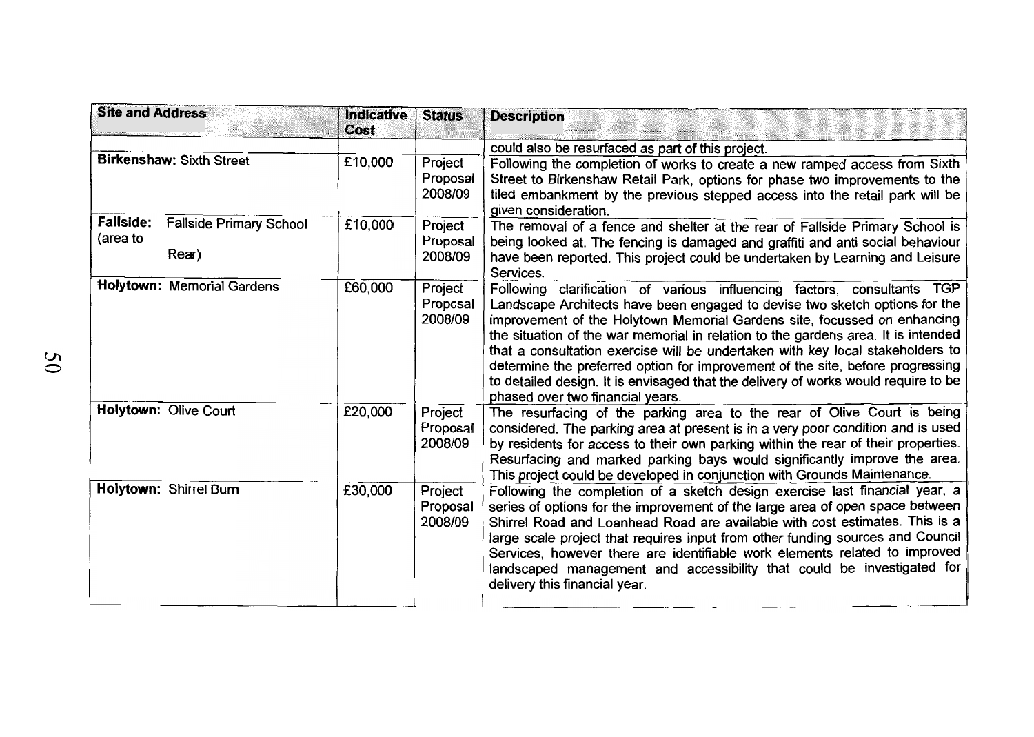| Site and Address | Indicative Cost | Status | Description |
|---|---|---|---|
| | | | could also be resurfaced as part of this project. |
| **Birkenshaw:** Sixth Street | £10,000 | Project Proposal 2008/09 | Following the completion of works to create a new ramped access from Sixth Street to Birkenshaw Retail Park, options for phase two improvements to the tiled embankment by the previous stepped access into the retail park will be given consideration. |
| **Fallside:** Fallside Primary School (area to Rear) | £10,000 | Project Proposal 2008/09 | The removal of a fence and shelter at the rear of Fallside Primary School is being looked at. The fencing is damaged and graffiti and anti social behaviour have been reported. This project could be undertaken by Learning and Leisure Services. |
| **Holytown:** Memorial Gardens | £60,000 | Project Proposal 2008/09 | Following clarification of various influencing factors, consultants TGP Landscape Architects have been engaged to devise two sketch options for the improvement of the Holytown Memorial Gardens site, focussed on enhancing the situation of the war memorial in relation to the gardens area. It is intended that a consultation exercise will be undertaken with key local stakeholders to determine the preferred option for improvement of the site, before progressing to detailed design. It is envisaged that the delivery of works would require to be phased over two financial years. |
| **Holytown:** Olive Court | £20,000 | Project Proposal 2008/09 | The resurfacing of the parking area to the rear of Olive Court is being considered. The parking area at present is in a very poor condition and is used by residents for access to their own parking within the rear of their properties. Resurfacing and marked parking bays would significantly improve the area. This project could be developed in conjunction with Grounds Maintenance. |
| **Holytown:** Shirrel Burn | £30,000 | Project Proposal 2008/09 | Following the completion of a sketch design exercise last financial year, a series of options for the improvement of the large area of open space between Shirrel Road and Loanhead Road are available with cost estimates. This is a large scale project that requires input from other funding sources and Council Services, however there are identifiable work elements related to improved landscaped management and accessibility that could be investigated for delivery this financial year. |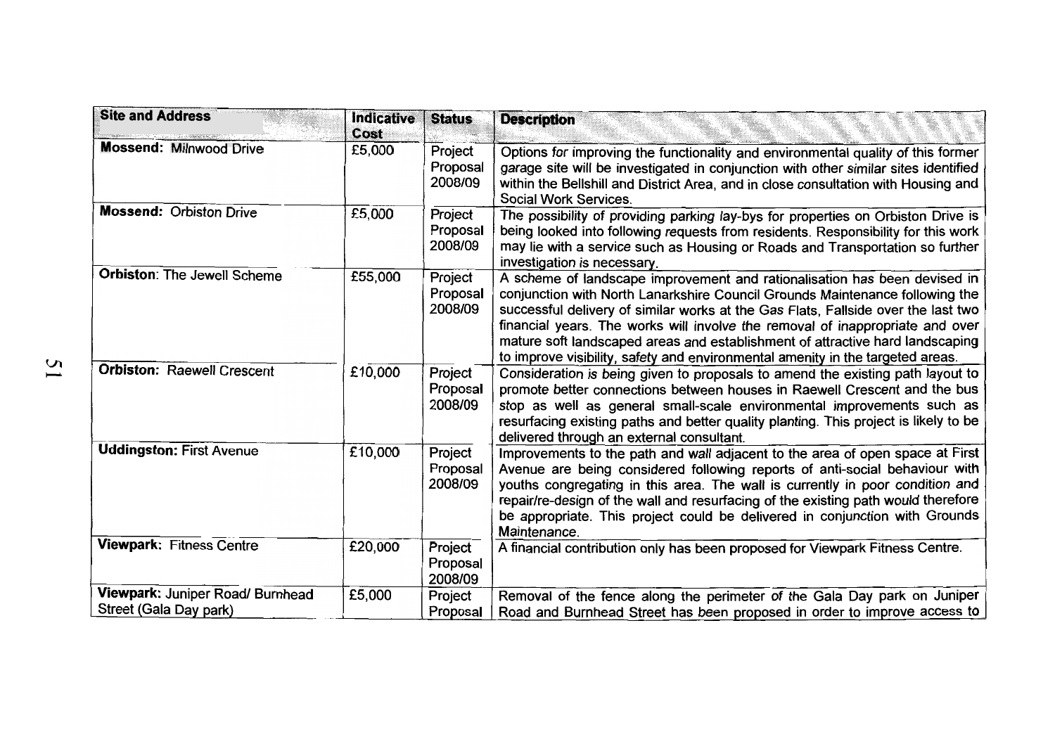| Site and Address | Indicative Cost | Status | Description |
|---|---|---|---|
| **Mossend:** Milnwood Drive | £5,000 | Project Proposal 2008/09 | Options for improving the functionality and environmental quality of this former garage site will be investigated in conjunction with other similar sites identified within the Bellshill and District Area, and in close consultation with Housing and Social Work Services. |
| **Mossend:** Orbiston Drive | £5,000 | Project Proposal 2008/09 | The possibility of providing parking lay-bys for properties on Orbiston Drive is being looked into following requests from residents. Responsibility for this work may lie with a service such as Housing or Roads and Transportation so further investigation is necessary. |
| **Orbiston:** The Jewell Scheme | £55,000 | Project Proposal 2008/09 | A scheme of landscape improvement and rationalisation has been devised in conjunction with North Lanarkshire Council Grounds Maintenance following the successful delivery of similar works at the Gas Flats, Fallside over the last two financial years. The works will involve the removal of inappropriate and over mature soft landscaped areas and establishment of attractive hard landscaping to improve visibility, safety and environmental amenity in the targeted areas. |
| **Orbiston:** Raewell Crescent | £10,000 | Project Proposal 2008/09 | Consideration is being given to proposals to amend the existing path layout to promote better connections between houses in Raewell Crescent and the bus stop as well as general small-scale environmental improvements such as resurfacing existing paths and better quality planting. This project is likely to be delivered through an external consultant. |
| **Uddingston:** First Avenue | £10,000 | Project Proposal 2008/09 | Improvements to the path and wall adjacent to the area of open space at First Avenue are being considered following reports of anti-social behaviour with youths congregating in this area. The wall is currently in poor condition and repair/re-design of the wall and resurfacing of the existing path would therefore be appropriate. This project could be delivered in conjunction with Grounds Maintenance. |
| **Viewpark:** Fitness Centre | £20,000 | Project Proposal 2008/09 | A financial contribution only has been proposed for Viewpark Fitness Centre. |
| **Viewpark:** Juniper Road/ Burnhead Street (Gala Day park) | £5,000 | Project Proposal | Removal of the fence along the perimeter of the Gala Day park on Juniper Road and Burnhead Street has been proposed in order to improve access to |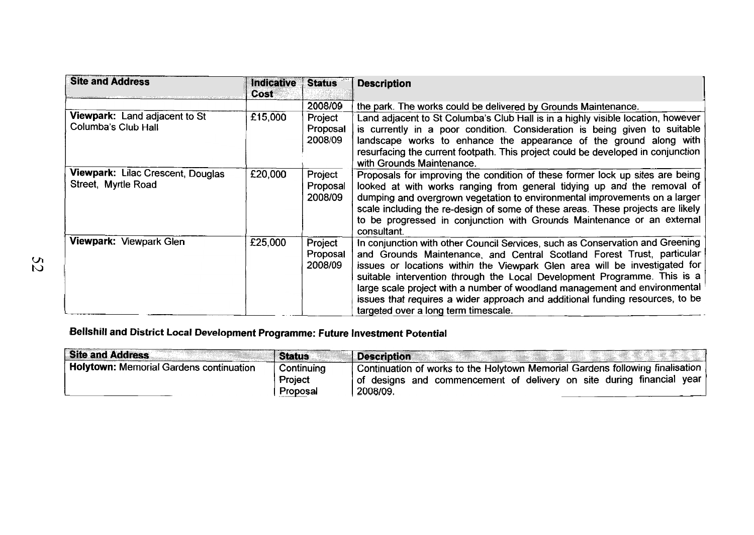| Site and Address | Indicative Cost | Status | Description |
|---|---|---|---|
| | | 2008/09 | the park. The works could be delivered by Grounds Maintenance. |
| **Viewpark:** Land adjacent to St Columba's Club Hall | £15,000 | Project Proposal 2008/09 | Land adjacent to St Columba's Club Hall is in a highly visible location, however is currently in a poor condition. Consideration is being given to suitable landscape works to enhance the appearance of the ground along with resurfacing the current footpath. This project could be developed in conjunction with Grounds Maintenance. |
| **Viewpark:** Lilac Crescent, Douglas Street, Myrtle Road | £20,000 | Project Proposal 2008/09 | Proposals for improving the condition of these former lock up sites are being looked at with works ranging from general tidying up and the removal of dumping and overgrown vegetation to environmental improvements on a larger scale including the re-design of some of these areas. These projects are likely to be progressed in conjunction with Grounds Maintenance or an external consultant. |
| **Viewpark:** Viewpark Glen | £25,000 | Project Proposal 2008/09 | In conjunction with other Council Services, such as Conservation and Greening and Grounds Maintenance, and Central Scotland Forest Trust, particular issues or locations within the Viewpark Glen area will be investigated for suitable intervention through the Local Development Programme. This is a large scale project with a number of woodland management and environmental issues that requires a wider approach and additional funding resources, to be targeted over a long term timescale. |

**Bellshill and District Local Development Programme: Future Investment Potential**

| Site and Address | Status | Description |
|---|---|---|
| **Holytown:** Memorial Gardens continuation | Continuing Project Proposal | Continuation of works to the Holytown Memorial Gardens following finalisation of designs and commencement of delivery on site during financial year 2008/09. |